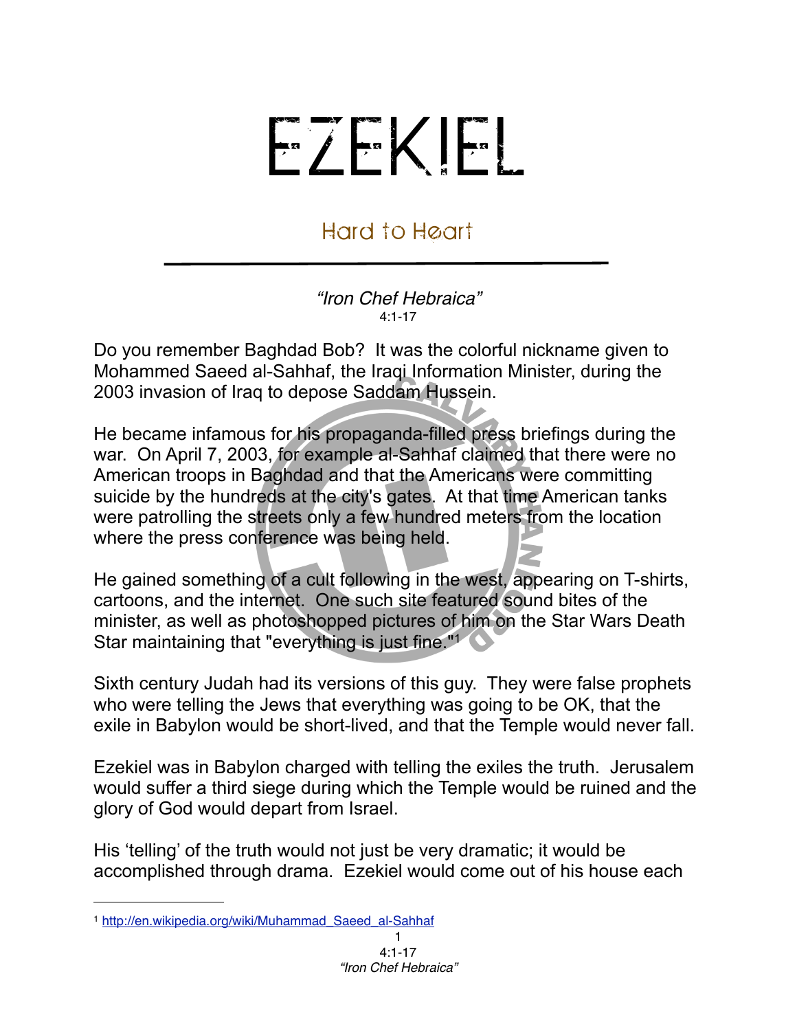# EZEKIEL

## Hard to Heart

*"Iron Chef Hebraica"*
4:1-17

Do you remember Baghdad Bob? It was the colorful nickname given to Mohammed Saeed al-Sahhaf, the Iraqi Information Minister, during the 2003 invasion of Iraq to depose Saddam Hussein.

He became infamous for his propaganda-filled press briefings during the war. On April 7, 2003, for example al-Sahhaf claimed that there were no American troops in Baghdad and that the Americans were committing suicide by the hundreds at the city's gates. At that time American tanks were patrolling the streets only a few hundred meters from the location where the press conference was being held.

He gained something of a cult following in the west, appearing on T-shirts, cartoons, and the internet. One such site featured sound bites of the minister, as well as photoshopped pictures of him on the Star Wars Death Star maintaining that "everything is just fine."[1]

Sixth century Judah had its versions of this guy. They were false prophets who were telling the Jews that everything was going to be OK, that the exile in Babylon would be short-lived, and that the Temple would never fall.

Ezekiel was in Babylon charged with telling the exiles the truth. Jerusalem would suffer a third siege during which the Temple would be ruined and the glory of God would depart from Israel.

His 'telling' of the truth would not just be very dramatic; it would be accomplished through drama. Ezekiel would come out of his house each

[1] http://en.wikipedia.org/wiki/Muhammad_Saeed_al-Sahhaf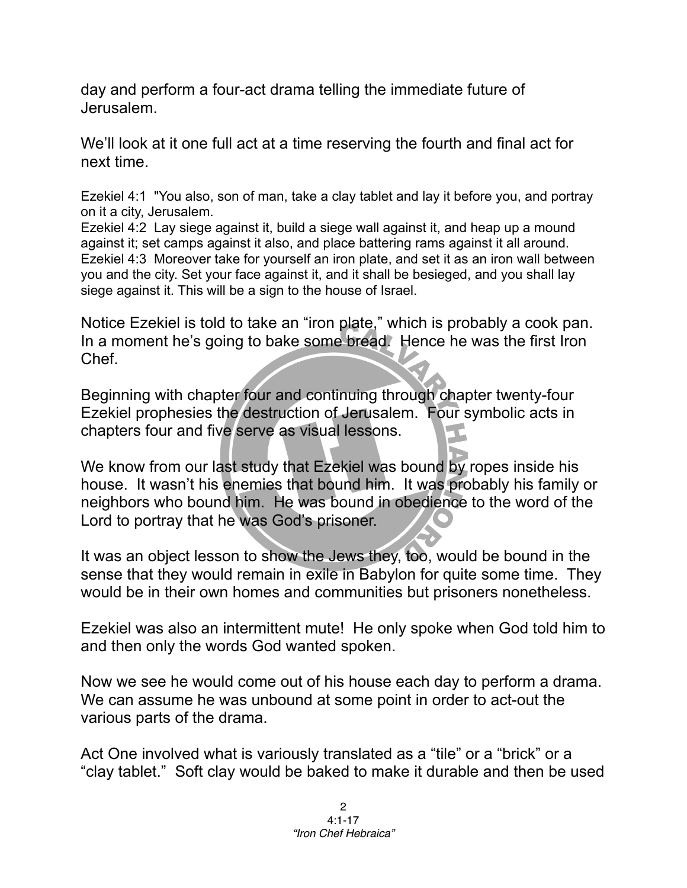day and perform a four-act drama telling the immediate future of Jerusalem.

We'll look at it one full act at a time reserving the fourth and final act for next time.

Ezekiel 4:1 "You also, son of man, take a clay tablet and lay it before you, and portray on it a city, Jerusalem.
Ezekiel 4:2 Lay siege against it, build a siege wall against it, and heap up a mound against it; set camps against it also, and place battering rams against it all around.
Ezekiel 4:3 Moreover take for yourself an iron plate, and set it as an iron wall between you and the city. Set your face against it, and it shall be besieged, and you shall lay siege against it. This will be a sign to the house of Israel.

Notice Ezekiel is told to take an "iron plate," which is probably a cook pan. In a moment he's going to bake some bread. Hence he was the first Iron Chef.

Beginning with chapter four and continuing through chapter twenty-four Ezekiel prophesies the destruction of Jerusalem. Four symbolic acts in chapters four and five serve as visual lessons.

We know from our last study that Ezekiel was bound by ropes inside his house. It wasn't his enemies that bound him. It was probably his family or neighbors who bound him. He was bound in obedience to the word of the Lord to portray that he was God's prisoner.

It was an object lesson to show the Jews they, too, would be bound in the sense that they would remain in exile in Babylon for quite some time. They would be in their own homes and communities but prisoners nonetheless.

Ezekiel was also an intermittent mute! He only spoke when God told him to and then only the words God wanted spoken.

Now we see he would come out of his house each day to perform a drama. We can assume he was unbound at some point in order to act-out the various parts of the drama.

Act One involved what is variously translated as a "tile" or a "brick" or a "clay tablet." Soft clay would be baked to make it durable and then be used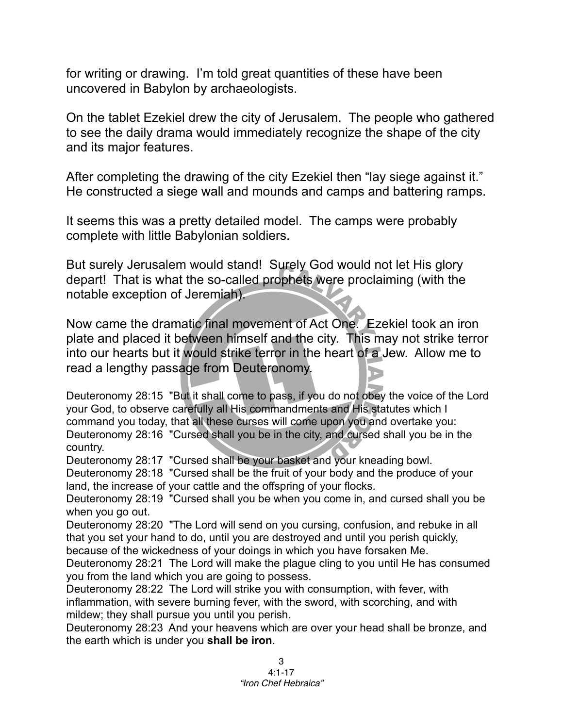for writing or drawing.  I’m told great quantities of these have been uncovered in Babylon by archaeologists.

On the tablet Ezekiel drew the city of Jerusalem.  The people who gathered to see the daily drama would immediately recognize the shape of the city and its major features.

After completing the drawing of the city Ezekiel then “lay siege against it.” He constructed a siege wall and mounds and camps and battering ramps.

It seems this was a pretty detailed model.  The camps were probably complete with little Babylonian soldiers.

But surely Jerusalem would stand!  Surely God would not let His glory depart!  That is what the so-called prophets were proclaiming (with the notable exception of Jeremiah).

Now came the dramatic final movement of Act One.  Ezekiel took an iron plate and placed it between himself and the city.  This may not strike terror into our hearts but it would strike terror in the heart of a Jew.  Allow me to read a lengthy passage from Deuteronomy.

Deuteronomy 28:15  "But it shall come to pass, if you do not obey the voice of the Lord your God, to observe carefully all His commandments and His statutes which I command you today, that all these curses will come upon you and overtake you:
Deuteronomy 28:16  "Cursed shall you be in the city, and cursed shall you be in the country.
Deuteronomy 28:17  "Cursed shall be your basket and your kneading bowl.
Deuteronomy 28:18  "Cursed shall be the fruit of your body and the produce of your land, the increase of your cattle and the offspring of your flocks.
Deuteronomy 28:19  "Cursed shall you be when you come in, and cursed shall you be when you go out.
Deuteronomy 28:20  "The Lord will send on you cursing, confusion, and rebuke in all that you set your hand to do, until you are destroyed and until you perish quickly, because of the wickedness of your doings in which you have forsaken Me.
Deuteronomy 28:21  The Lord will make the plague cling to you until He has consumed you from the land which you are going to possess.
Deuteronomy 28:22  The Lord will strike you with consumption, with fever, with inflammation, with severe burning fever, with the sword, with scorching, and with mildew; they shall pursue you until you perish.
Deuteronomy 28:23  And your heavens which are over your head shall be bronze, and the earth which is under you **shall be iron**.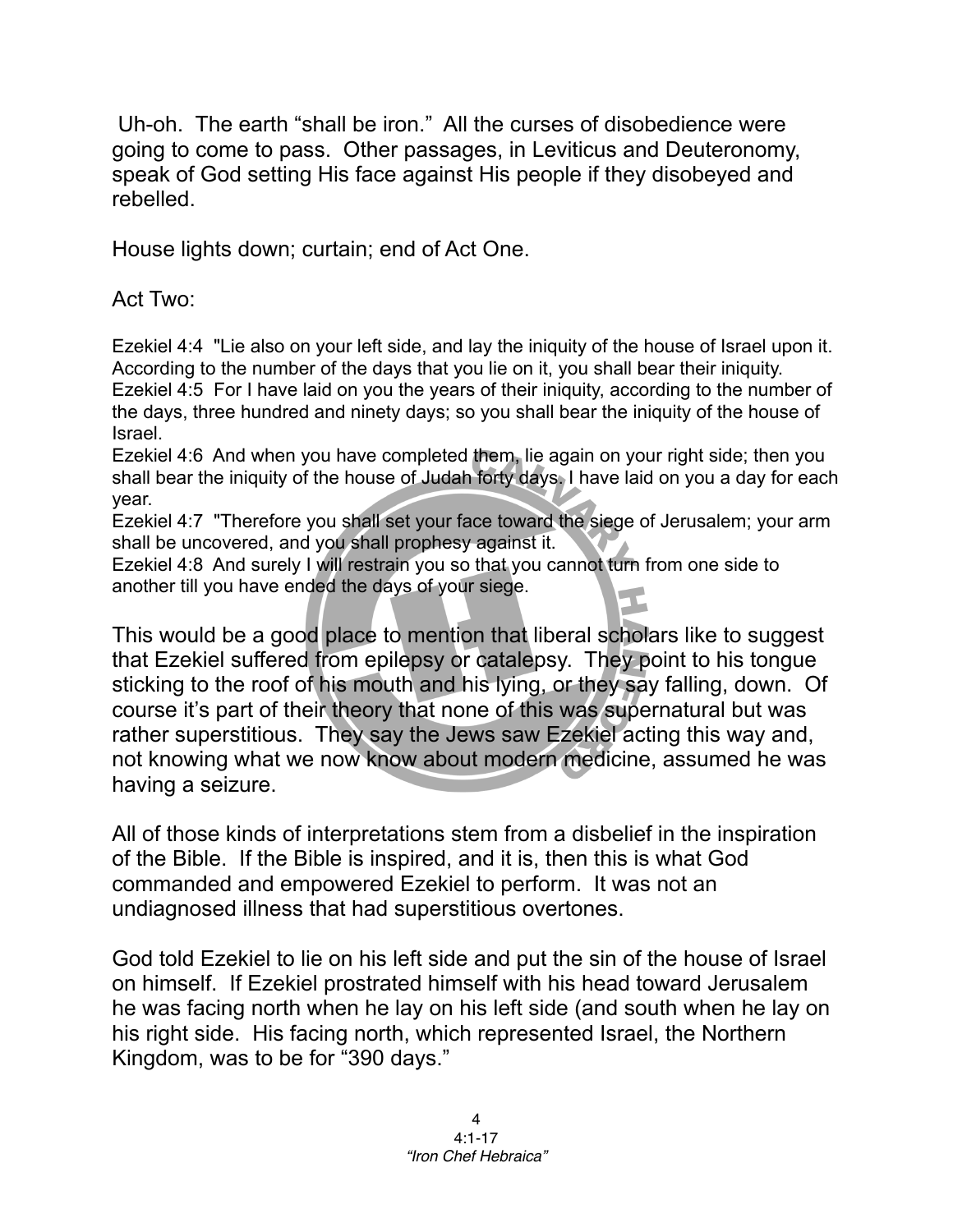Uh-oh. The earth "shall be iron." All the curses of disobedience were going to come to pass. Other passages, in Leviticus and Deuteronomy, speak of God setting His face against His people if they disobeyed and rebelled.

House lights down; curtain; end of Act One.

Act Two:

Ezekiel 4:4 "Lie also on your left side, and lay the iniquity of the house of Israel upon it. According to the number of the days that you lie on it, you shall bear their iniquity.
Ezekiel 4:5 For I have laid on you the years of their iniquity, according to the number of the days, three hundred and ninety days; so you shall bear the iniquity of the house of Israel.
Ezekiel 4:6 And when you have completed them, lie again on your right side; then you shall bear the iniquity of the house of Judah forty days. I have laid on you a day for each year.
Ezekiel 4:7 "Therefore you shall set your face toward the siege of Jerusalem; your arm shall be uncovered, and you shall prophesy against it.
Ezekiel 4:8 And surely I will restrain you so that you cannot turn from one side to another till you have ended the days of your siege.

This would be a good place to mention that liberal scholars like to suggest that Ezekiel suffered from epilepsy or catalepsy. They point to his tongue sticking to the roof of his mouth and his lying, or they say falling, down. Of course it's part of their theory that none of this was supernatural but was rather superstitious. They say the Jews saw Ezekiel acting this way and, not knowing what we now know about modern medicine, assumed he was having a seizure.

All of those kinds of interpretations stem from a disbelief in the inspiration of the Bible. If the Bible is inspired, and it is, then this is what God commanded and empowered Ezekiel to perform. It was not an undiagnosed illness that had superstitious overtones.

God told Ezekiel to lie on his left side and put the sin of the house of Israel on himself. If Ezekiel prostrated himself with his head toward Jerusalem he was facing north when he lay on his left side (and south when he lay on his right side. His facing north, which represented Israel, the Northern Kingdom, was to be for "390 days."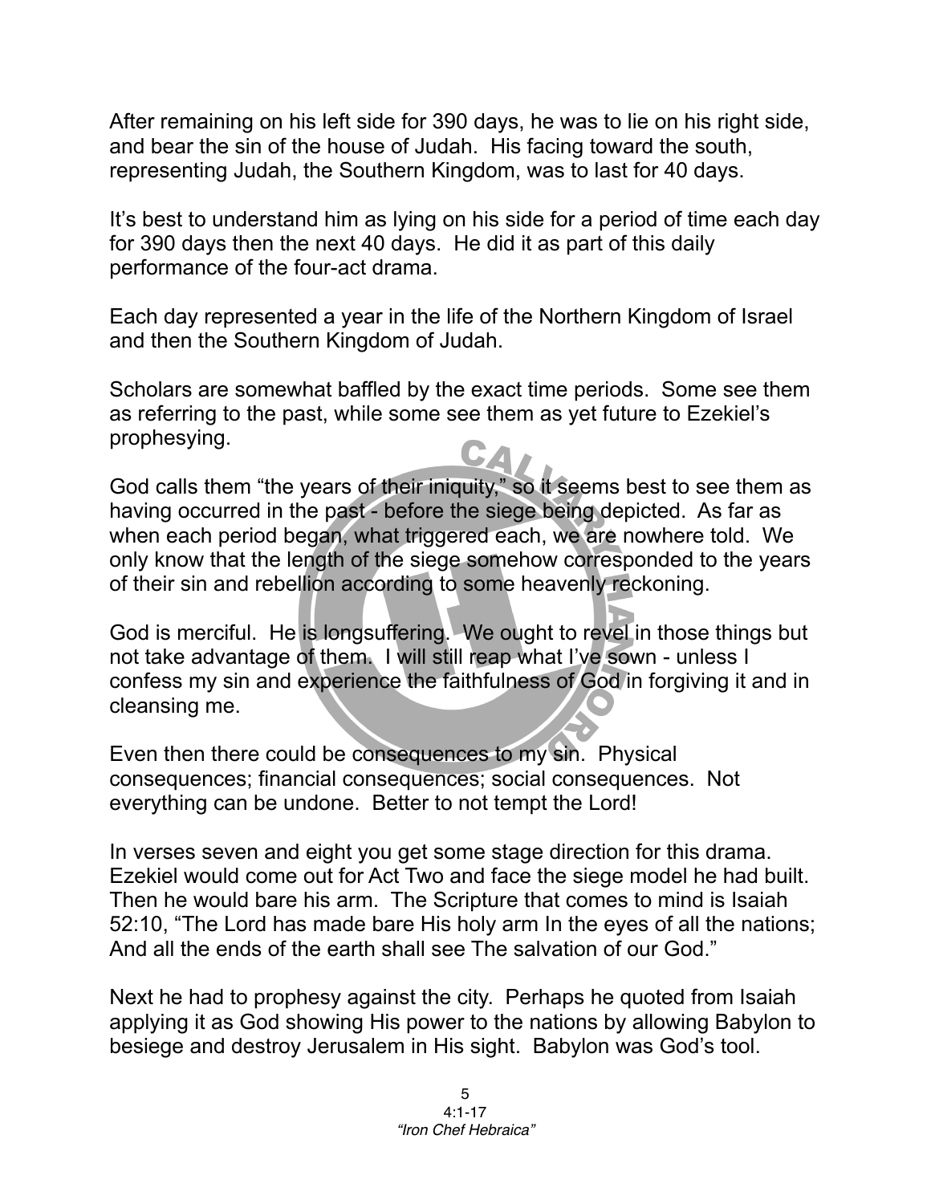After remaining on his left side for 390 days, he was to lie on his right side, and bear the sin of the house of Judah. His facing toward the south, representing Judah, the Southern Kingdom, was to last for 40 days.

It's best to understand him as lying on his side for a period of time each day for 390 days then the next 40 days. He did it as part of this daily performance of the four-act drama.

Each day represented a year in the life of the Northern Kingdom of Israel and then the Southern Kingdom of Judah.

Scholars are somewhat baffled by the exact time periods. Some see them as referring to the past, while some see them as yet future to Ezekiel's prophesying.

God calls them "the years of their iniquity," so it seems best to see them as having occurred in the past - before the siege being depicted. As far as when each period began, what triggered each, we are nowhere told. We only know that the length of the siege somehow corresponded to the years of their sin and rebellion according to some heavenly reckoning.

God is merciful. He is longsuffering. We ought to revel in those things but not take advantage of them. I will still reap what I've sown - unless I confess my sin and experience the faithfulness of God in forgiving it and in cleansing me.

Even then there could be consequences to my sin. Physical consequences; financial consequences; social consequences. Not everything can be undone. Better to not tempt the Lord!

In verses seven and eight you get some stage direction for this drama. Ezekiel would come out for Act Two and face the siege model he had built. Then he would bare his arm. The Scripture that comes to mind is Isaiah 52:10, "The Lord has made bare His holy arm In the eyes of all the nations; And all the ends of the earth shall see The salvation of our God."

Next he had to prophesy against the city. Perhaps he quoted from Isaiah applying it as God showing His power to the nations by allowing Babylon to besiege and destroy Jerusalem in His sight. Babylon was God's tool.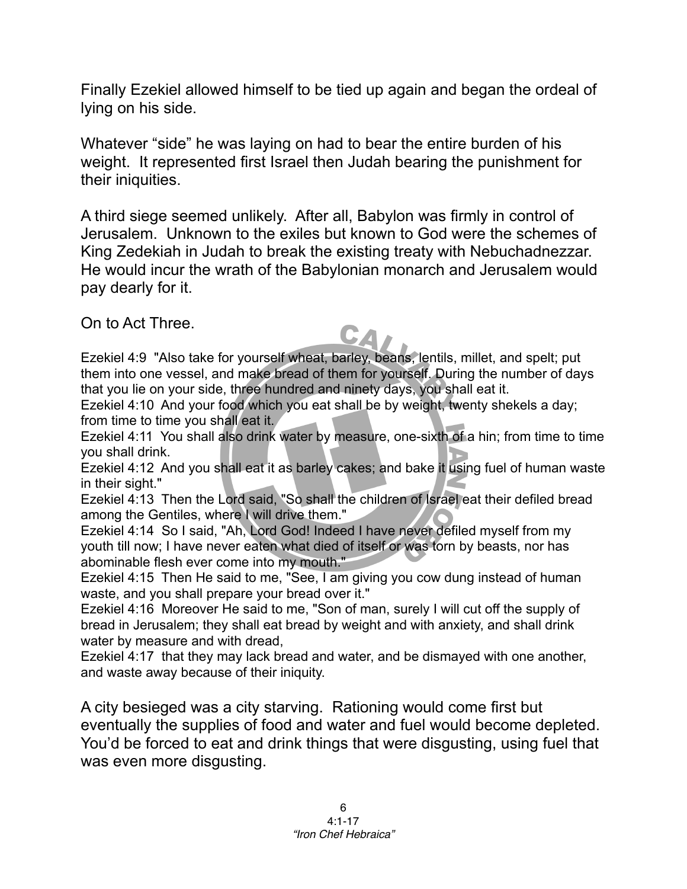Finally Ezekiel allowed himself to be tied up again and began the ordeal of lying on his side.

Whatever “side” he was laying on had to bear the entire burden of his weight. It represented first Israel then Judah bearing the punishment for their iniquities.

A third siege seemed unlikely. After all, Babylon was firmly in control of Jerusalem. Unknown to the exiles but known to God were the schemes of King Zedekiah in Judah to break the existing treaty with Nebuchadnezzar. He would incur the wrath of the Babylonian monarch and Jerusalem would pay dearly for it.

On to Act Three.

Ezekiel 4:9 "Also take for yourself wheat, barley, beans, lentils, millet, and spelt; put them into one vessel, and make bread of them for yourself. During the number of days that you lie on your side, three hundred and ninety days, you shall eat it.
Ezekiel 4:10 And your food which you eat shall be by weight, twenty shekels a day; from time to time you shall eat it.
Ezekiel 4:11 You shall also drink water by measure, one-sixth of a hin; from time to time you shall drink.
Ezekiel 4:12 And you shall eat it as barley cakes; and bake it using fuel of human waste in their sight."
Ezekiel 4:13 Then the Lord said, "So shall the children of Israel eat their defiled bread among the Gentiles, where I will drive them."
Ezekiel 4:14 So I said, "Ah, Lord God! Indeed I have never defiled myself from my youth till now; I have never eaten what died of itself or was torn by beasts, nor has abominable flesh ever come into my mouth."
Ezekiel 4:15 Then He said to me, "See, I am giving you cow dung instead of human waste, and you shall prepare your bread over it."
Ezekiel 4:16 Moreover He said to me, "Son of man, surely I will cut off the supply of bread in Jerusalem; they shall eat bread by weight and with anxiety, and shall drink water by measure and with dread,
Ezekiel 4:17 that they may lack bread and water, and be dismayed with one another, and waste away because of their iniquity.

A city besieged was a city starving. Rationing would come first but eventually the supplies of food and water and fuel would become depleted. You’d be forced to eat and drink things that were disgusting, using fuel that was even more disgusting.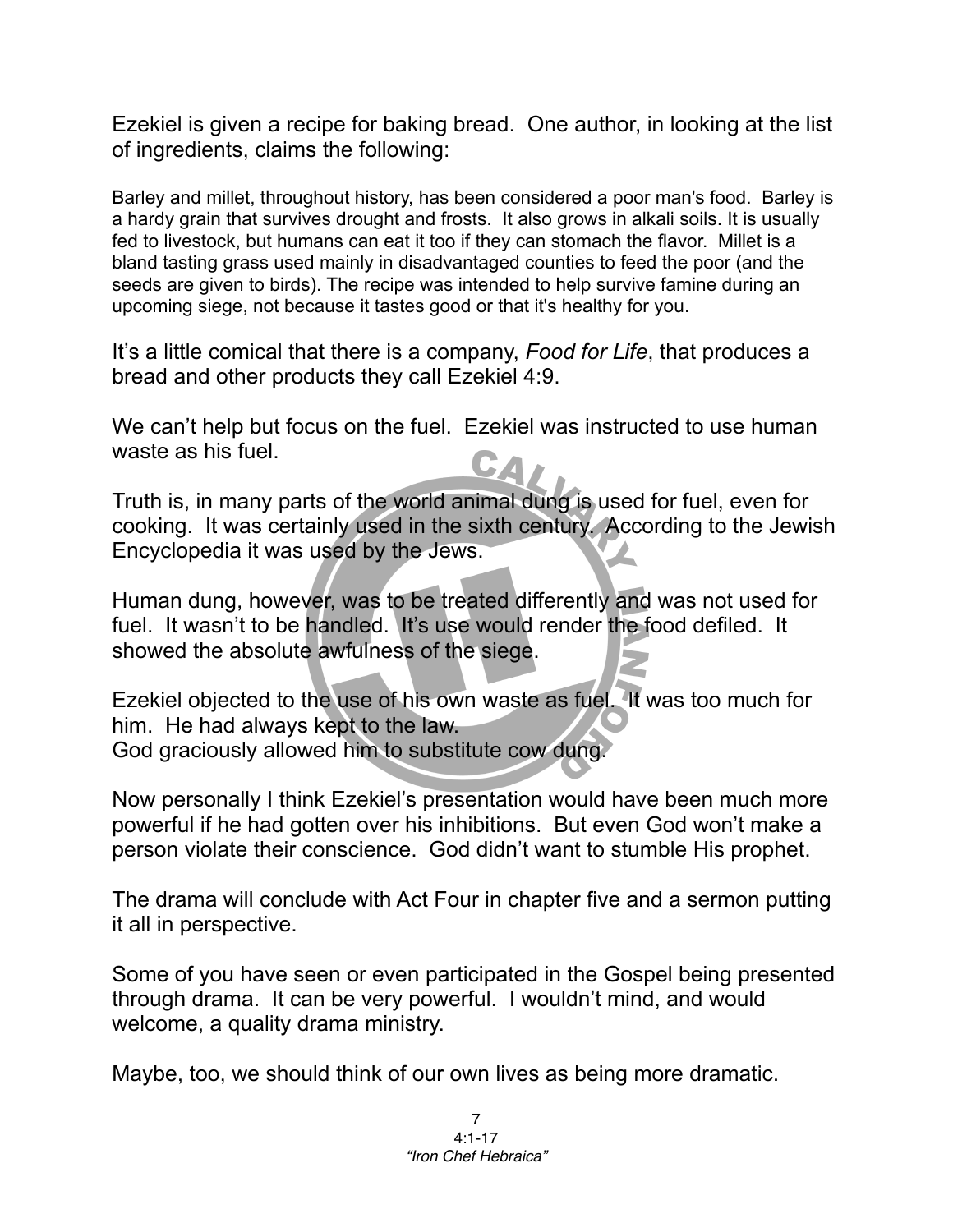Ezekiel is given a recipe for baking bread. One author, in looking at the list of ingredients, claims the following:

> Barley and millet, throughout history, has been considered a poor man's food. Barley is a hardy grain that survives drought and frosts. It also grows in alkali soils. It is usually fed to livestock, but humans can eat it too if they can stomach the flavor. Millet is a bland tasting grass used mainly in disadvantaged counties to feed the poor (and the seeds are given to birds). The recipe was intended to help survive famine during an upcoming siege, not because it tastes good or that it's healthy for you.

It's a little comical that there is a company, *Food for Life*, that produces a bread and other products they call Ezekiel 4:9.

We can't help but focus on the fuel. Ezekiel was instructed to use human waste as his fuel.

Truth is, in many parts of the world animal dung is used for fuel, even for cooking. It was certainly used in the sixth century. According to the Jewish Encyclopedia it was used by the Jews.

Human dung, however, was to be treated differently and was not used for fuel. It wasn't to be handled. It's use would render the food defiled. It showed the absolute awfulness of the siege.

Ezekiel objected to the use of his own waste as fuel. It was too much for him. He had always kept to the law.
God graciously allowed him to substitute cow dung.

Now personally I think Ezekiel's presentation would have been much more powerful if he had gotten over his inhibitions. But even God won't make a person violate their conscience. God didn't want to stumble His prophet.

The drama will conclude with Act Four in chapter five and a sermon putting it all in perspective.

Some of you have seen or even participated in the Gospel being presented through drama. It can be very powerful. I wouldn't mind, and would welcome, a quality drama ministry.

Maybe, too, we should think of our own lives as being more dramatic.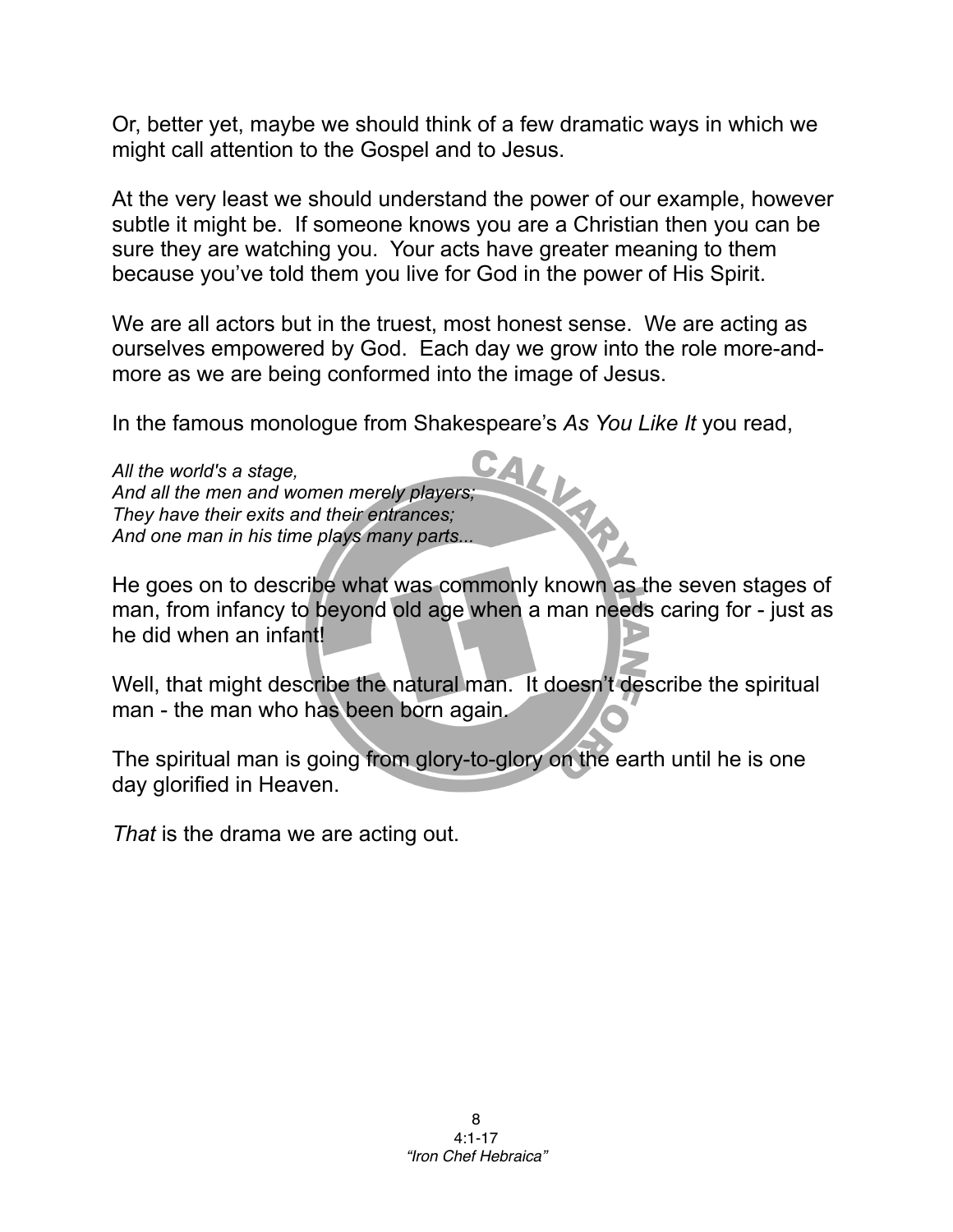Or, better yet, maybe we should think of a few dramatic ways in which we might call attention to the Gospel and to Jesus.

At the very least we should understand the power of our example, however subtle it might be. If someone knows you are a Christian then you can be sure they are watching you. Your acts have greater meaning to them because you've told them you live for God in the power of His Spirit.

We are all actors but in the truest, most honest sense. We are acting as ourselves empowered by God. Each day we grow into the role more-and-more as we are being conformed into the image of Jesus.

In the famous monologue from Shakespeare's *As You Like It* you read,

*All the world's a stage,*
*And all the men and women merely players;*
*They have their exits and their entrances;*
*And one man in his time plays many parts...*

He goes on to describe what was commonly known as the seven stages of man, from infancy to beyond old age when a man needs caring for - just as he did when an infant!

Well, that might describe the natural man. It doesn't describe the spiritual man - the man who has been born again.

The spiritual man is going from glory-to-glory on the earth until he is one day glorified in Heaven.

*That* is the drama we are acting out.